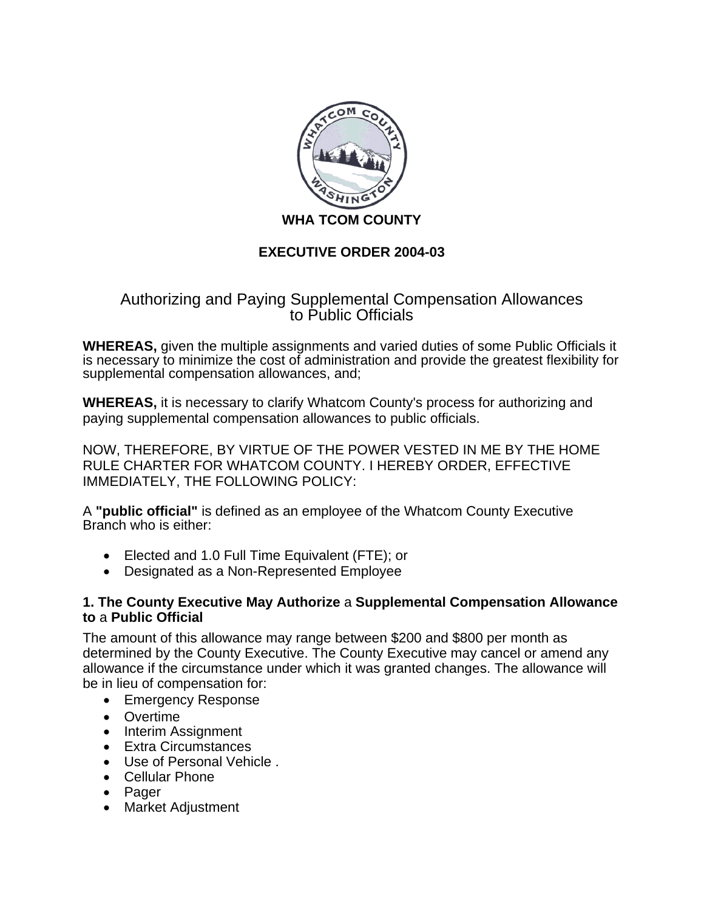**WHA TCOM COUNTY**

**EXECUTIVE ORDER 2004-03**

# Authorizing and Paying Supplemental Compensation Allowances to Public Officials

**WHEREAS,** given the multiple assignments and varied duties of some Public Officials it is necessary to minimize the cost of administration and provide the greatest flexibility for supplemental compensation allowances, and;

**WHEREAS,** it is necessary to clarify Whatcom County's process for authorizing and paying supplemental compensation allowances to public officials.

NOW, THEREFORE, BY VIRTUE OF THE POWER VESTED IN ME BY THE HOME RULE CHARTER FOR WHATCOM COUNTY. I HEREBY ORDER, EFFECTIVE IMMEDIATELY, THE FOLLOWING POLICY:

A **"public official"** is defined as an employee of the Whatcom County Executive Branch who is either:

- Elected and 1.0 Full Time Equivalent (FTE); or
- Designated as a Non-Represented Employee

**1. The County Executive May Authorize** a **Supplemental Compensation Allowance to** a **Public Official**

The amount of this allowance may range between $200 and $800 per month as determined by the County Executive. The County Executive may cancel or amend any allowance if the circumstance under which it was granted changes. The allowance will be in lieu of compensation for:

- Emergency Response
- Overtime
- Interim Assignment
- Extra Circumstances
- Use of Personal Vehicle .
- Cellular Phone
- Pager
- Market Adjustment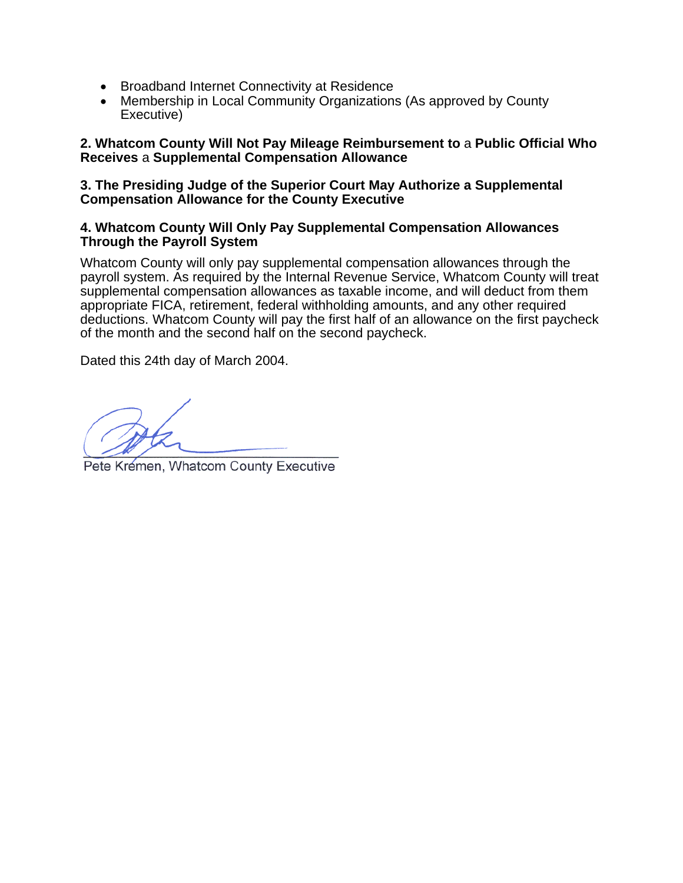- Broadband Internet Connectivity at Residence
- Membership in Local Community Organizations (As approved by County Executive)

**2. Whatcom County Will Not Pay Mileage Reimbursement to** a **Public Official Who Receives** a **Supplemental Compensation Allowance**

**3. The Presiding Judge of the Superior Court May Authorize a Supplemental Compensation Allowance for the County Executive**

**4. Whatcom County Will Only Pay Supplemental Compensation Allowances Through the Payroll System**

Whatcom County will only pay supplemental compensation allowances through the payroll system. As required by the Internal Revenue Service, Whatcom County will treat supplemental compensation allowances as taxable income, and will deduct from them appropriate FICA, retirement, federal withholding amounts, and any other required deductions. Whatcom County will pay the first half of an allowance on the first paycheck of the month and the second half on the second paycheck.

Dated this 24th day of March 2004.

Pete Kremen, Whatcom County Executive